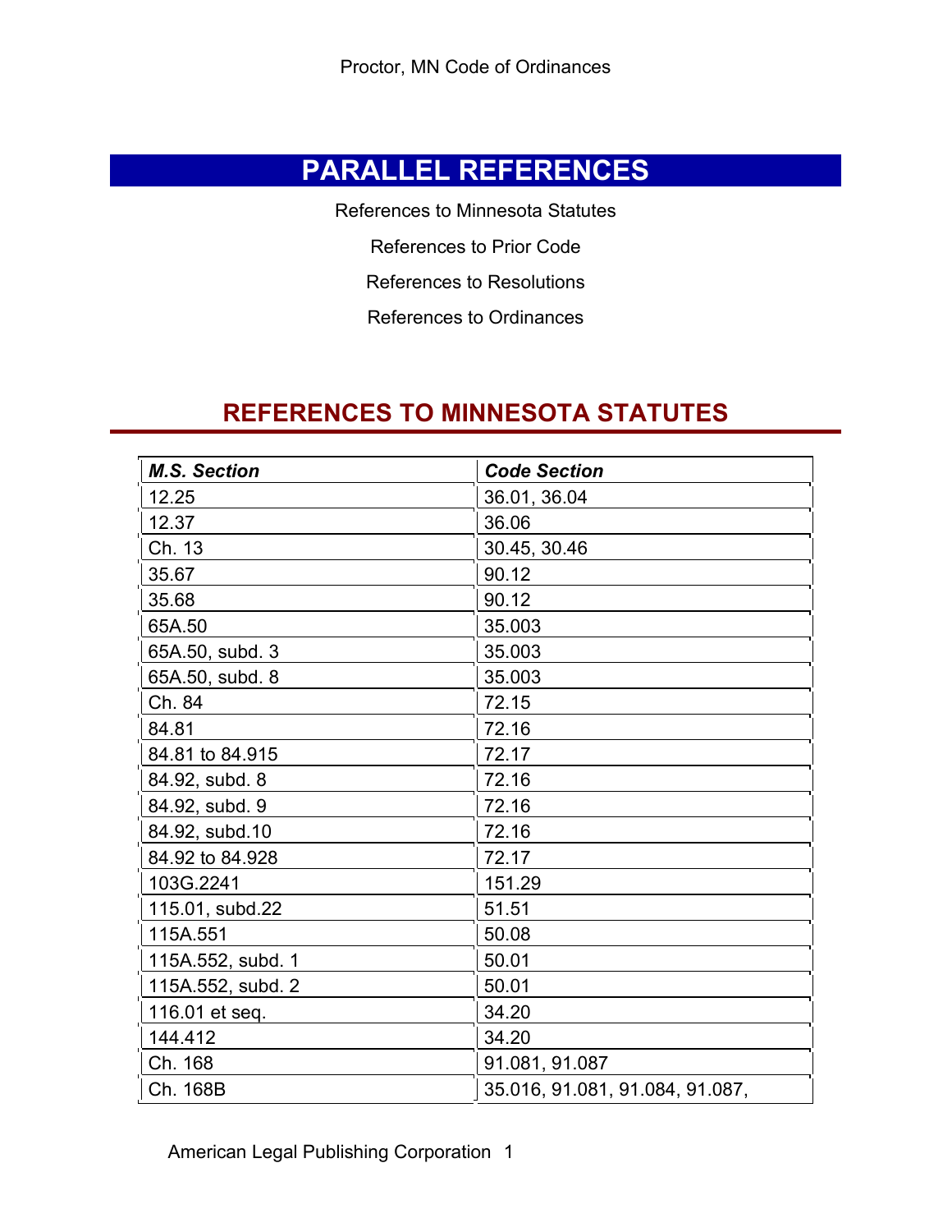# PARALLEL REFERENCES

References to Minnesota Statutes

References to Prior Code

References to Resolutions

References to Ordinances

## REFERENCES TO MINNESOTA STATUTES

| ***M.S. Section*** | ***Code Section*** |
|---|---|
| 12.25 | 36.01, 36.04 |
| 12.37 | 36.06 |
| Ch. 13 | 30.45, 30.46 |
| 35.67 | 90.12 |
| 35.68 | 90.12 |
| 65A.50 | 35.003 |
| 65A.50, subd. 3 | 35.003 |
| 65A.50, subd. 8 | 35.003 |
| Ch. 84 | 72.15 |
| 84.81 | 72.16 |
| 84.81 to 84.915 | 72.17 |
| 84.92, subd. 8 | 72.16 |
| 84.92, subd. 9 | 72.16 |
| 84.92, subd.10 | 72.16 |
| 84.92 to 84.928 | 72.17 |
| 103G.2241 | 151.29 |
| 115.01, subd.22 | 51.51 |
| 115A.551 | 50.08 |
| 115A.552, subd. 1 | 50.01 |
| 115A.552, subd. 2 | 50.01 |
| 116.01 et seq. | 34.20 |
| 144.412 | 34.20 |
| Ch. 168 | 91.081, 91.087 |
| Ch. 168B | 35.016, 91.081, 91.084, 91.087, |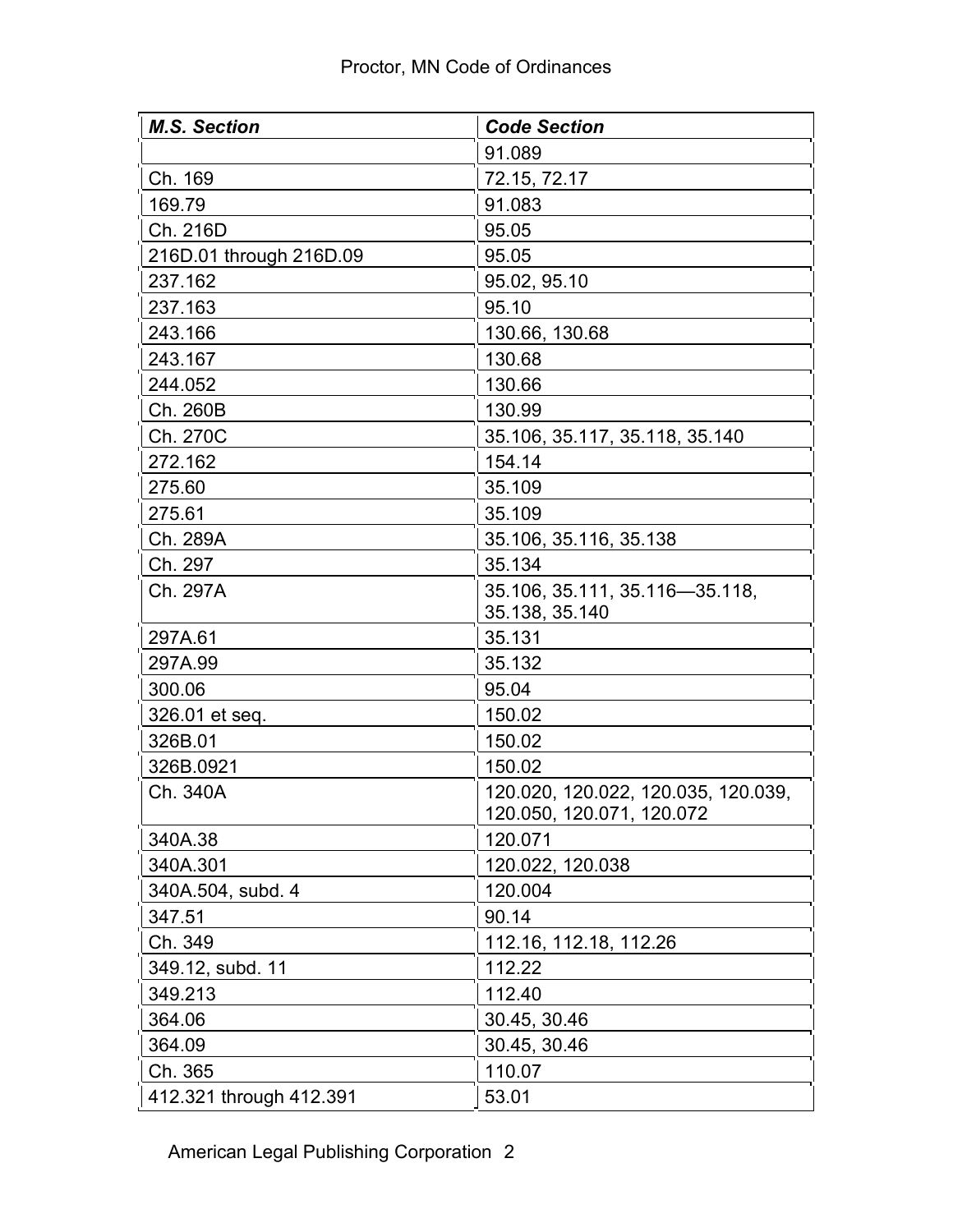| ***M.S. Section*** | ***Code Section*** |
|---|---|
| | 91.089 |
| Ch. 169 | 72.15, 72.17 |
| 169.79 | 91.083 |
| Ch. 216D | 95.05 |
| 216D.01 through 216D.09 | 95.05 |
| 237.162 | 95.02, 95.10 |
| 237.163 | 95.10 |
| 243.166 | 130.66, 130.68 |
| 243.167 | 130.68 |
| 244.052 | 130.66 |
| Ch. 260B | 130.99 |
| Ch. 270C | 35.106, 35.117, 35.118, 35.140 |
| 272.162 | 154.14 |
| 275.60 | 35.109 |
| 275.61 | 35.109 |
| Ch. 289A | 35.106, 35.116, 35.138 |
| Ch. 297 | 35.134 |
| Ch. 297A | 35.106, 35.111, 35.116—35.118, 35.138, 35.140 |
| 297A.61 | 35.131 |
| 297A.99 | 35.132 |
| 300.06 | 95.04 |
| 326.01 et seq. | 150.02 |
| 326B.01 | 150.02 |
| 326B.0921 | 150.02 |
| Ch. 340A | 120.020, 120.022, 120.035, 120.039, 120.050, 120.071, 120.072 |
| 340A.38 | 120.071 |
| 340A.301 | 120.022, 120.038 |
| 340A.504, subd. 4 | 120.004 |
| 347.51 | 90.14 |
| Ch. 349 | 112.16, 112.18, 112.26 |
| 349.12, subd. 11 | 112.22 |
| 349.213 | 112.40 |
| 364.06 | 30.45, 30.46 |
| 364.09 | 30.45, 30.46 |
| Ch. 365 | 110.07 |
| 412.321 through 412.391 | 53.01 |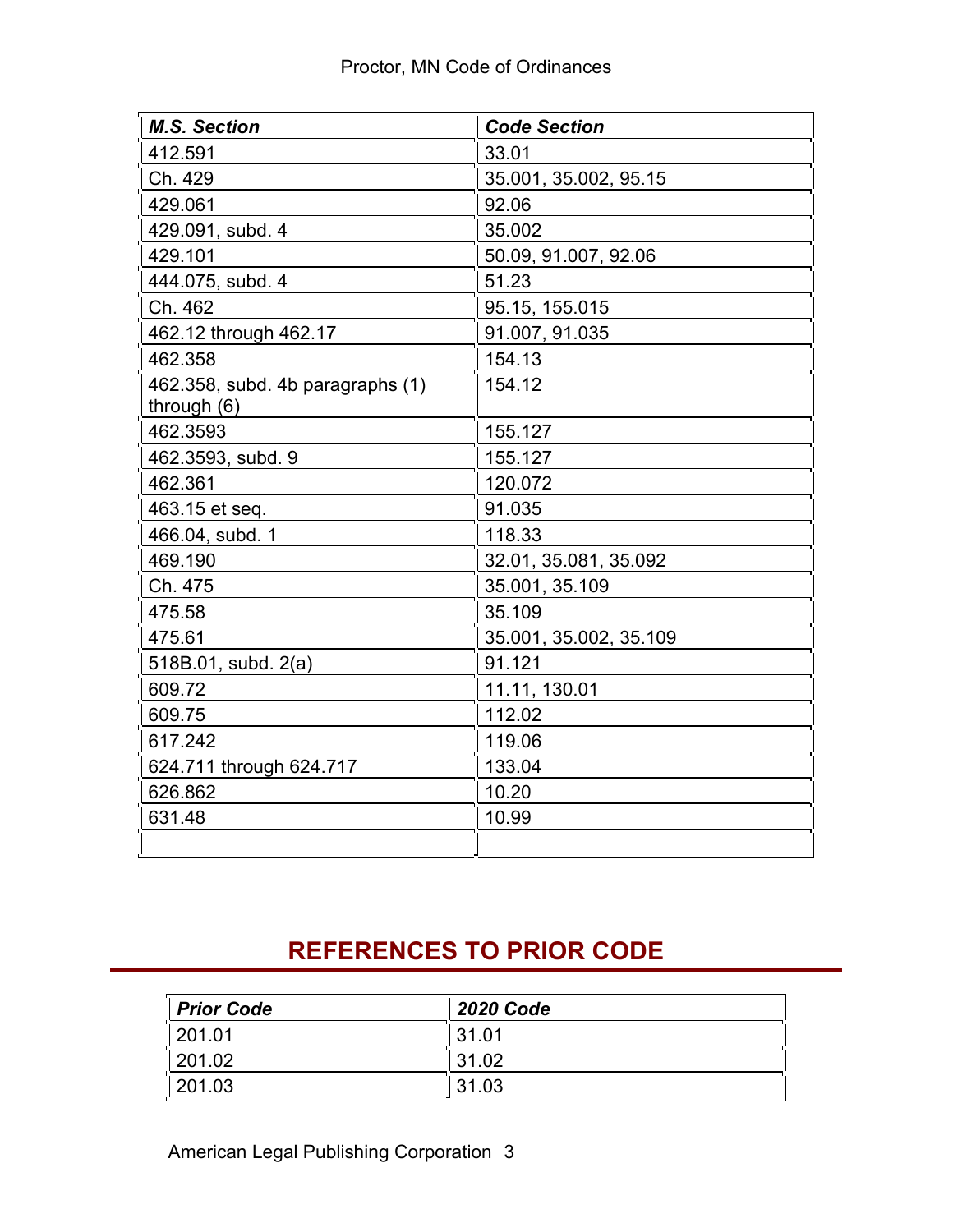| ***M.S. Section*** | ***Code Section*** |
| --- | --- |
| 412.591 | 33.01 |
| Ch. 429 | 35.001, 35.002, 95.15 |
| 429.061 | 92.06 |
| 429.091, subd. 4 | 35.002 |
| 429.101 | 50.09, 91.007, 92.06 |
| 444.075, subd. 4 | 51.23 |
| Ch. 462 | 95.15, 155.015 |
| 462.12 through 462.17 | 91.007, 91.035 |
| 462.358 | 154.13 |
| 462.358, subd. 4b paragraphs (1) through (6) | 154.12 |
| 462.3593 | 155.127 |
| 462.3593, subd. 9 | 155.127 |
| 462.361 | 120.072 |
| 463.15 et seq. | 91.035 |
| 466.04, subd. 1 | 118.33 |
| 469.190 | 32.01, 35.081, 35.092 |
| Ch. 475 | 35.001, 35.109 |
| 475.58 | 35.109 |
| 475.61 | 35.001, 35.002, 35.109 |
| 518B.01, subd. 2(a) | 91.121 |
| 609.72 | 11.11, 130.01 |
| 609.75 | 112.02 |
| 617.242 | 119.06 |
| 624.711 through 624.717 | 133.04 |
| 626.862 | 10.20 |
| 631.48 | 10.99 |
| | |

## REFERENCES TO PRIOR CODE

| ***Prior Code*** | ***2020 Code*** |
| --- | --- |
| 201.01 | 31.01 |
| 201.02 | 31.02 |
| 201.03 | 31.03 |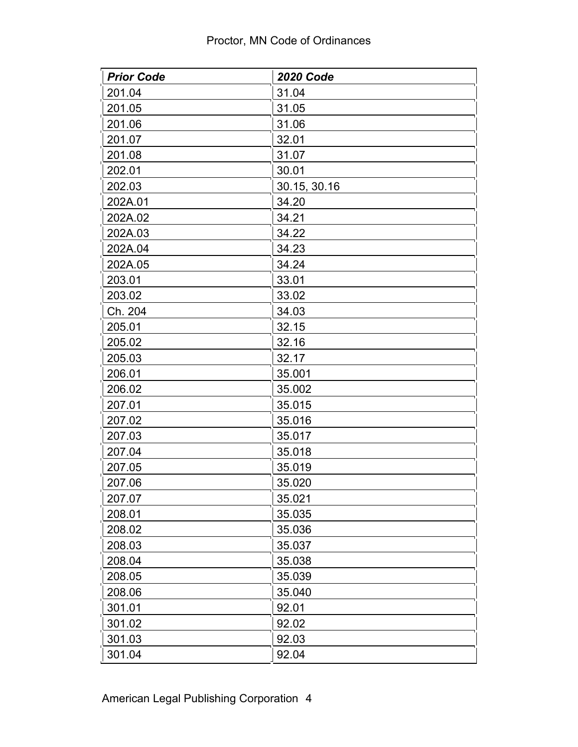| ***Prior Code*** | ***2020 Code*** |
|---|---|
| 201.04 | 31.04 |
| 201.05 | 31.05 |
| 201.06 | 31.06 |
| 201.07 | 32.01 |
| 201.08 | 31.07 |
| 202.01 | 30.01 |
| 202.03 | 30.15, 30.16 |
| 202A.01 | 34.20 |
| 202A.02 | 34.21 |
| 202A.03 | 34.22 |
| 202A.04 | 34.23 |
| 202A.05 | 34.24 |
| 203.01 | 33.01 |
| 203.02 | 33.02 |
| Ch. 204 | 34.03 |
| 205.01 | 32.15 |
| 205.02 | 32.16 |
| 205.03 | 32.17 |
| 206.01 | 35.001 |
| 206.02 | 35.002 |
| 207.01 | 35.015 |
| 207.02 | 35.016 |
| 207.03 | 35.017 |
| 207.04 | 35.018 |
| 207.05 | 35.019 |
| 207.06 | 35.020 |
| 207.07 | 35.021 |
| 208.01 | 35.035 |
| 208.02 | 35.036 |
| 208.03 | 35.037 |
| 208.04 | 35.038 |
| 208.05 | 35.039 |
| 208.06 | 35.040 |
| 301.01 | 92.01 |
| 301.02 | 92.02 |
| 301.03 | 92.03 |
| 301.04 | 92.04 |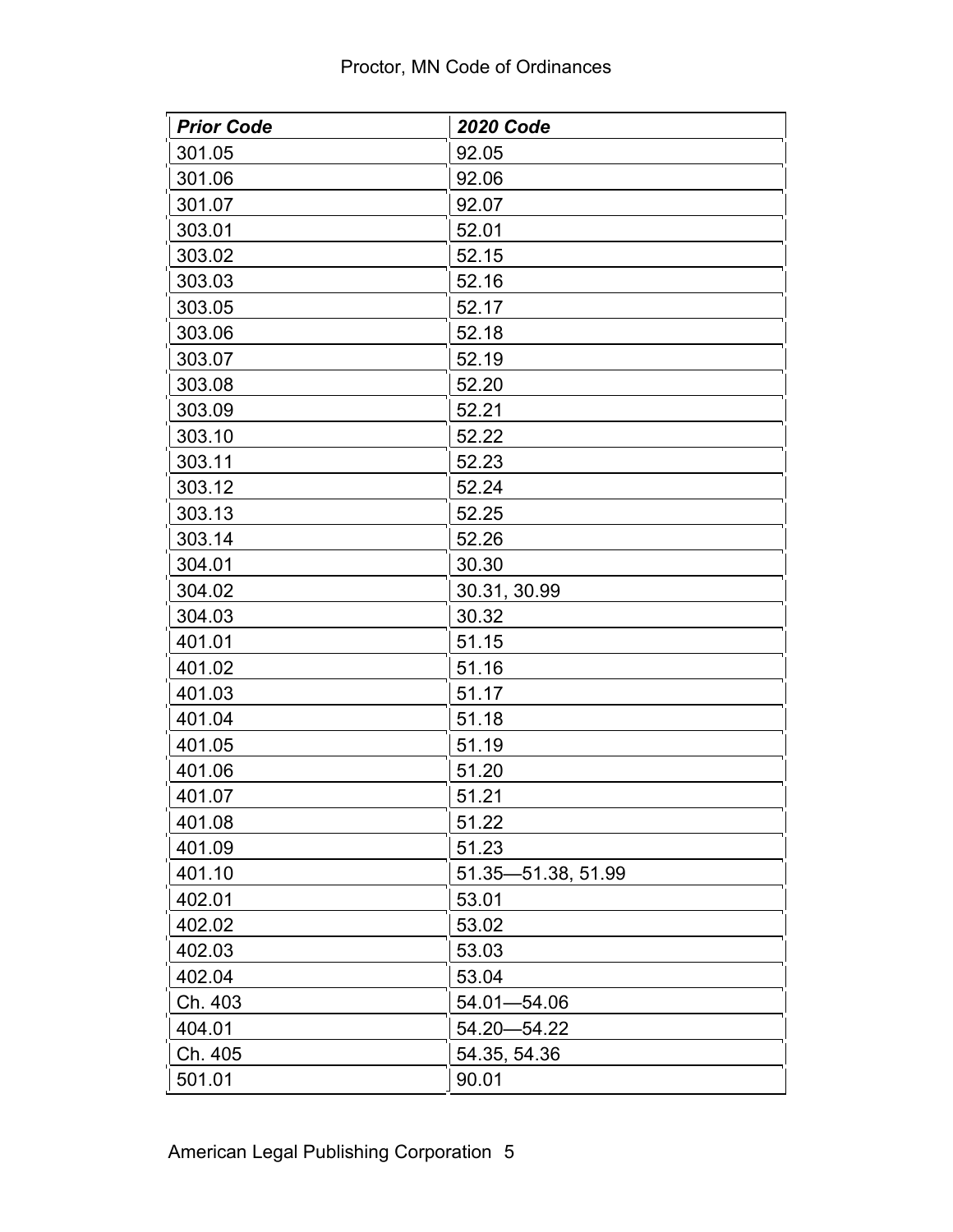| ***Prior Code*** | ***2020 Code*** |
|---|---|
| 301.05 | 92.05 |
| 301.06 | 92.06 |
| 301.07 | 92.07 |
| 303.01 | 52.01 |
| 303.02 | 52.15 |
| 303.03 | 52.16 |
| 303.05 | 52.17 |
| 303.06 | 52.18 |
| 303.07 | 52.19 |
| 303.08 | 52.20 |
| 303.09 | 52.21 |
| 303.10 | 52.22 |
| 303.11 | 52.23 |
| 303.12 | 52.24 |
| 303.13 | 52.25 |
| 303.14 | 52.26 |
| 304.01 | 30.30 |
| 304.02 | 30.31, 30.99 |
| 304.03 | 30.32 |
| 401.01 | 51.15 |
| 401.02 | 51.16 |
| 401.03 | 51.17 |
| 401.04 | 51.18 |
| 401.05 | 51.19 |
| 401.06 | 51.20 |
| 401.07 | 51.21 |
| 401.08 | 51.22 |
| 401.09 | 51.23 |
| 401.10 | 51.35—51.38, 51.99 |
| 402.01 | 53.01 |
| 402.02 | 53.02 |
| 402.03 | 53.03 |
| 402.04 | 53.04 |
| Ch. 403 | 54.01—54.06 |
| 404.01 | 54.20—54.22 |
| Ch. 405 | 54.35, 54.36 |
| 501.01 | 90.01 |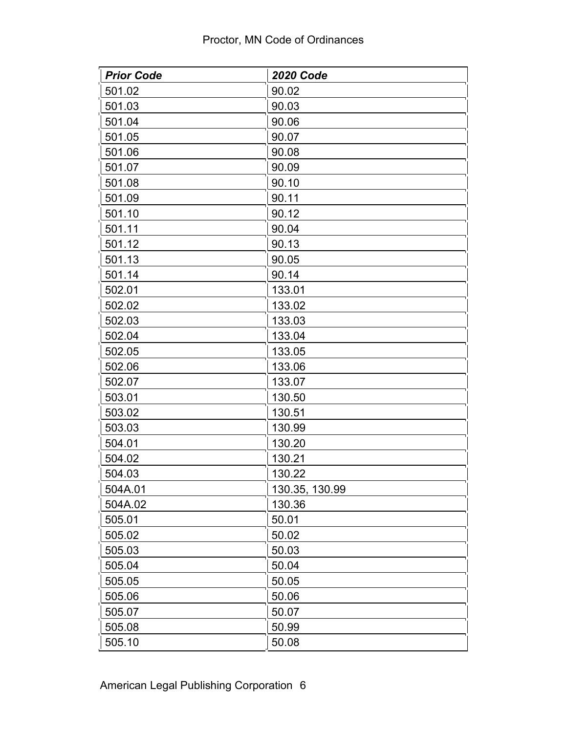| ***Prior Code*** | ***2020 Code*** |
|---|---|
| 501.02 | 90.02 |
| 501.03 | 90.03 |
| 501.04 | 90.06 |
| 501.05 | 90.07 |
| 501.06 | 90.08 |
| 501.07 | 90.09 |
| 501.08 | 90.10 |
| 501.09 | 90.11 |
| 501.10 | 90.12 |
| 501.11 | 90.04 |
| 501.12 | 90.13 |
| 501.13 | 90.05 |
| 501.14 | 90.14 |
| 502.01 | 133.01 |
| 502.02 | 133.02 |
| 502.03 | 133.03 |
| 502.04 | 133.04 |
| 502.05 | 133.05 |
| 502.06 | 133.06 |
| 502.07 | 133.07 |
| 503.01 | 130.50 |
| 503.02 | 130.51 |
| 503.03 | 130.99 |
| 504.01 | 130.20 |
| 504.02 | 130.21 |
| 504.03 | 130.22 |
| 504A.01 | 130.35, 130.99 |
| 504A.02 | 130.36 |
| 505.01 | 50.01 |
| 505.02 | 50.02 |
| 505.03 | 50.03 |
| 505.04 | 50.04 |
| 505.05 | 50.05 |
| 505.06 | 50.06 |
| 505.07 | 50.07 |
| 505.08 | 50.99 |
| 505.10 | 50.08 |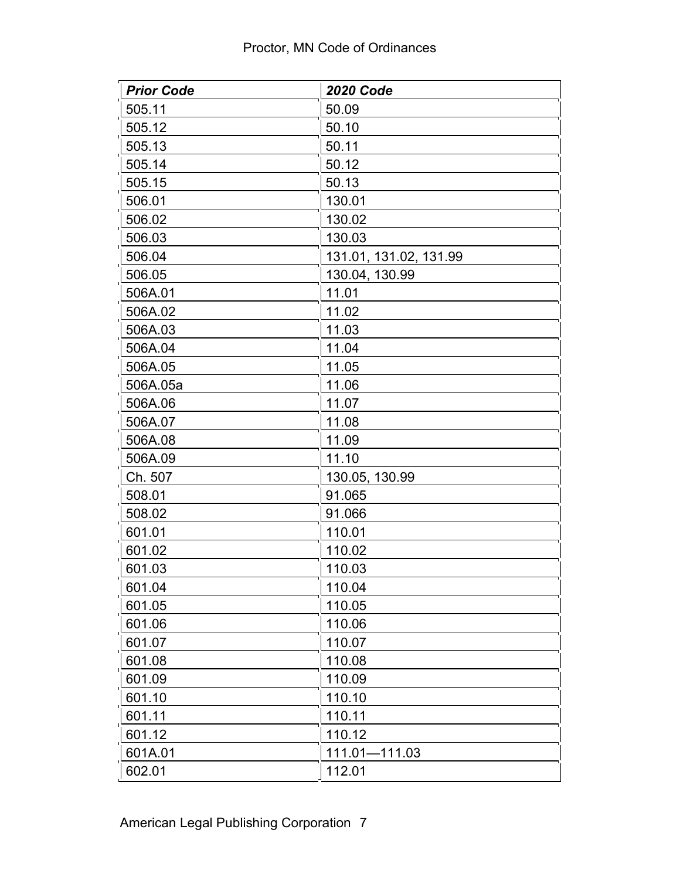| ***Prior Code*** | ***2020 Code*** |
|---|---|
| 505.11 | 50.09 |
| 505.12 | 50.10 |
| 505.13 | 50.11 |
| 505.14 | 50.12 |
| 505.15 | 50.13 |
| 506.01 | 130.01 |
| 506.02 | 130.02 |
| 506.03 | 130.03 |
| 506.04 | 131.01, 131.02, 131.99 |
| 506.05 | 130.04, 130.99 |
| 506A.01 | 11.01 |
| 506A.02 | 11.02 |
| 506A.03 | 11.03 |
| 506A.04 | 11.04 |
| 506A.05 | 11.05 |
| 506A.05a | 11.06 |
| 506A.06 | 11.07 |
| 506A.07 | 11.08 |
| 506A.08 | 11.09 |
| 506A.09 | 11.10 |
| Ch. 507 | 130.05, 130.99 |
| 508.01 | 91.065 |
| 508.02 | 91.066 |
| 601.01 | 110.01 |
| 601.02 | 110.02 |
| 601.03 | 110.03 |
| 601.04 | 110.04 |
| 601.05 | 110.05 |
| 601.06 | 110.06 |
| 601.07 | 110.07 |
| 601.08 | 110.08 |
| 601.09 | 110.09 |
| 601.10 | 110.10 |
| 601.11 | 110.11 |
| 601.12 | 110.12 |
| 601A.01 | 111.01—111.03 |
| 602.01 | 112.01 |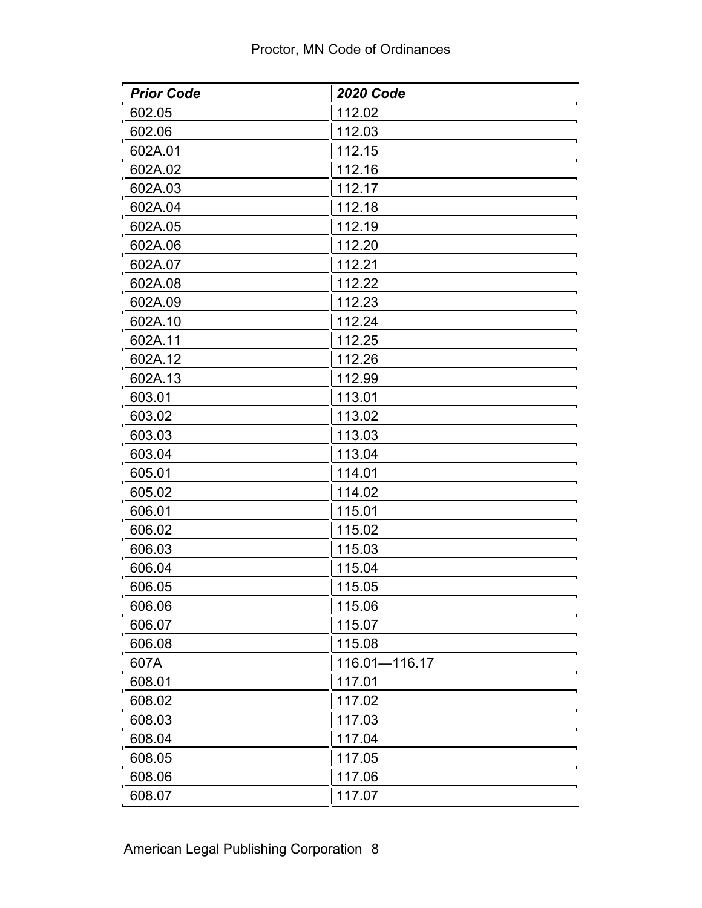| *Prior Code* | *2020 Code* |
|---|---|
| 602.05 | 112.02 |
| 602.06 | 112.03 |
| 602A.01 | 112.15 |
| 602A.02 | 112.16 |
| 602A.03 | 112.17 |
| 602A.04 | 112.18 |
| 602A.05 | 112.19 |
| 602A.06 | 112.20 |
| 602A.07 | 112.21 |
| 602A.08 | 112.22 |
| 602A.09 | 112.23 |
| 602A.10 | 112.24 |
| 602A.11 | 112.25 |
| 602A.12 | 112.26 |
| 602A.13 | 112.99 |
| 603.01 | 113.01 |
| 603.02 | 113.02 |
| 603.03 | 113.03 |
| 603.04 | 113.04 |
| 605.01 | 114.01 |
| 605.02 | 114.02 |
| 606.01 | 115.01 |
| 606.02 | 115.02 |
| 606.03 | 115.03 |
| 606.04 | 115.04 |
| 606.05 | 115.05 |
| 606.06 | 115.06 |
| 606.07 | 115.07 |
| 606.08 | 115.08 |
| 607A | 116.01—116.17 |
| 608.01 | 117.01 |
| 608.02 | 117.02 |
| 608.03 | 117.03 |
| 608.04 | 117.04 |
| 608.05 | 117.05 |
| 608.06 | 117.06 |
| 608.07 | 117.07 |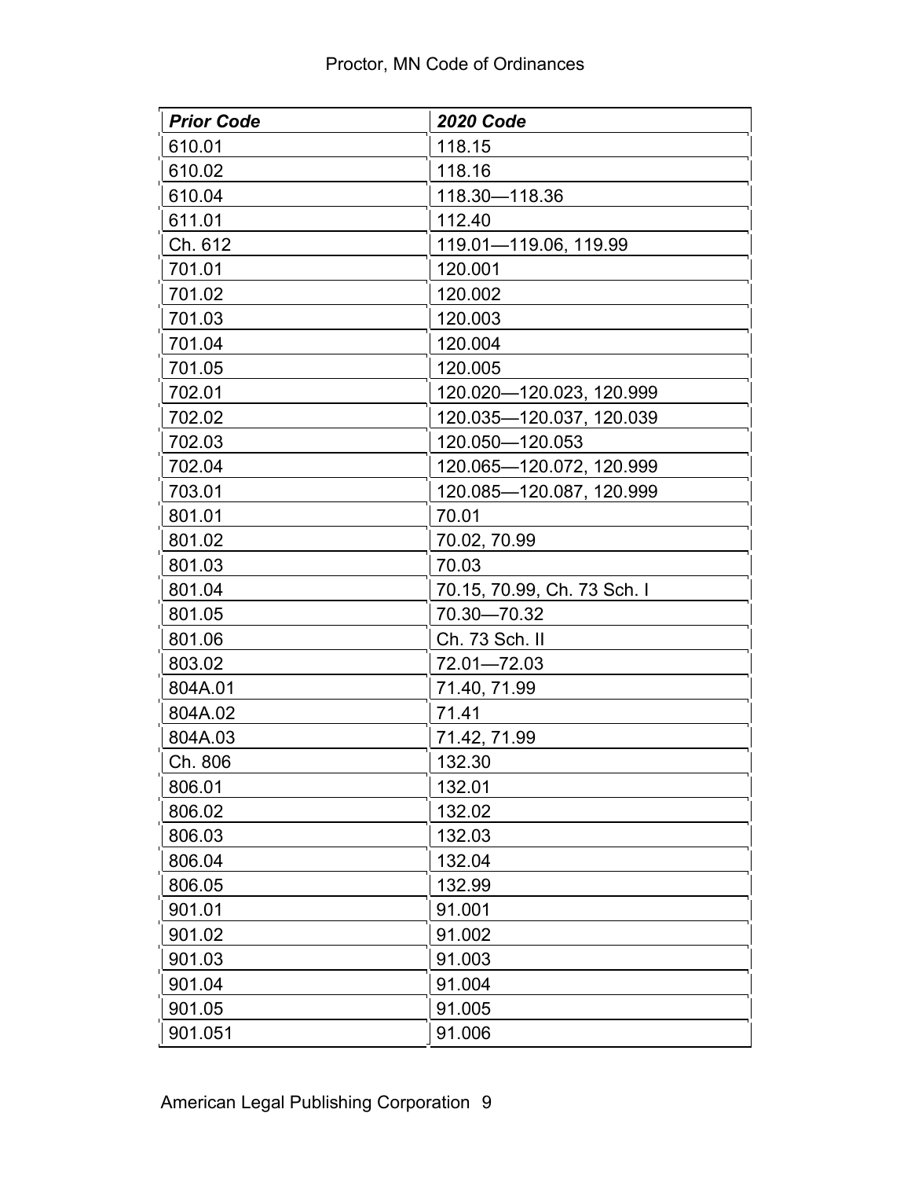| ***Prior Code*** | ***2020 Code*** |
| --- | --- |
| 610.01 | 118.15 |
| 610.02 | 118.16 |
| 610.04 | 118.30—118.36 |
| 611.01 | 112.40 |
| Ch. 612 | 119.01—119.06, 119.99 |
| 701.01 | 120.001 |
| 701.02 | 120.002 |
| 701.03 | 120.003 |
| 701.04 | 120.004 |
| 701.05 | 120.005 |
| 702.01 | 120.020—120.023, 120.999 |
| 702.02 | 120.035—120.037, 120.039 |
| 702.03 | 120.050—120.053 |
| 702.04 | 120.065—120.072, 120.999 |
| 703.01 | 120.085—120.087, 120.999 |
| 801.01 | 70.01 |
| 801.02 | 70.02, 70.99 |
| 801.03 | 70.03 |
| 801.04 | 70.15, 70.99, Ch. 73 Sch. I |
| 801.05 | 70.30—70.32 |
| 801.06 | Ch. 73 Sch. II |
| 803.02 | 72.01—72.03 |
| 804A.01 | 71.40, 71.99 |
| 804A.02 | 71.41 |
| 804A.03 | 71.42, 71.99 |
| Ch. 806 | 132.30 |
| 806.01 | 132.01 |
| 806.02 | 132.02 |
| 806.03 | 132.03 |
| 806.04 | 132.04 |
| 806.05 | 132.99 |
| 901.01 | 91.001 |
| 901.02 | 91.002 |
| 901.03 | 91.003 |
| 901.04 | 91.004 |
| 901.05 | 91.005 |
| 901.051 | 91.006 |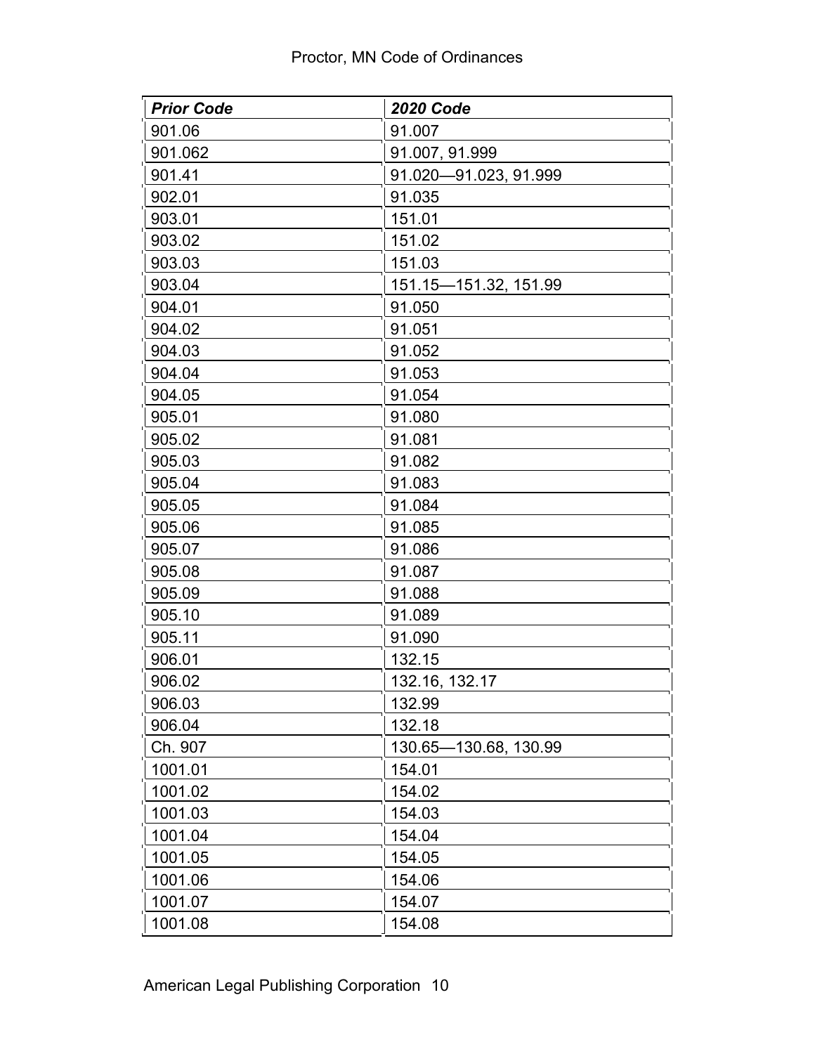| ***Prior Code*** | ***2020 Code*** |
|---|---|
| 901.06 | 91.007 |
| 901.062 | 91.007, 91.999 |
| 901.41 | 91.020—91.023, 91.999 |
| 902.01 | 91.035 |
| 903.01 | 151.01 |
| 903.02 | 151.02 |
| 903.03 | 151.03 |
| 903.04 | 151.15—151.32, 151.99 |
| 904.01 | 91.050 |
| 904.02 | 91.051 |
| 904.03 | 91.052 |
| 904.04 | 91.053 |
| 904.05 | 91.054 |
| 905.01 | 91.080 |
| 905.02 | 91.081 |
| 905.03 | 91.082 |
| 905.04 | 91.083 |
| 905.05 | 91.084 |
| 905.06 | 91.085 |
| 905.07 | 91.086 |
| 905.08 | 91.087 |
| 905.09 | 91.088 |
| 905.10 | 91.089 |
| 905.11 | 91.090 |
| 906.01 | 132.15 |
| 906.02 | 132.16, 132.17 |
| 906.03 | 132.99 |
| 906.04 | 132.18 |
| Ch. 907 | 130.65—130.68, 130.99 |
| 1001.01 | 154.01 |
| 1001.02 | 154.02 |
| 1001.03 | 154.03 |
| 1001.04 | 154.04 |
| 1001.05 | 154.05 |
| 1001.06 | 154.06 |
| 1001.07 | 154.07 |
| 1001.08 | 154.08 |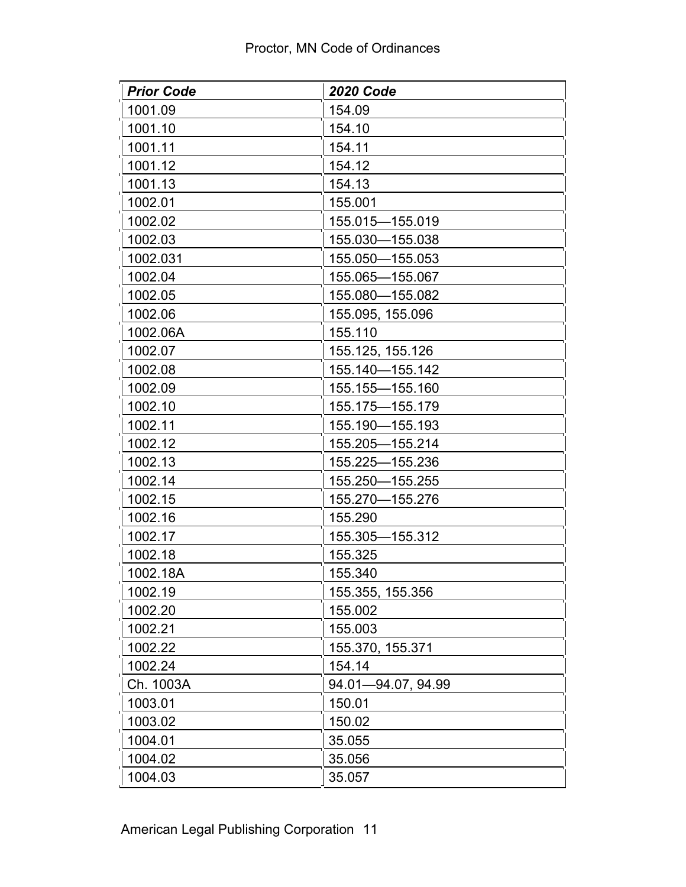| ***Prior Code*** | ***2020 Code*** |
| --- | --- |
| 1001.09 | 154.09 |
| 1001.10 | 154.10 |
| 1001.11 | 154.11 |
| 1001.12 | 154.12 |
| 1001.13 | 154.13 |
| 1002.01 | 155.001 |
| 1002.02 | 155.015—155.019 |
| 1002.03 | 155.030—155.038 |
| 1002.031 | 155.050—155.053 |
| 1002.04 | 155.065—155.067 |
| 1002.05 | 155.080—155.082 |
| 1002.06 | 155.095, 155.096 |
| 1002.06A | 155.110 |
| 1002.07 | 155.125, 155.126 |
| 1002.08 | 155.140—155.142 |
| 1002.09 | 155.155—155.160 |
| 1002.10 | 155.175—155.179 |
| 1002.11 | 155.190—155.193 |
| 1002.12 | 155.205—155.214 |
| 1002.13 | 155.225—155.236 |
| 1002.14 | 155.250—155.255 |
| 1002.15 | 155.270—155.276 |
| 1002.16 | 155.290 |
| 1002.17 | 155.305—155.312 |
| 1002.18 | 155.325 |
| 1002.18A | 155.340 |
| 1002.19 | 155.355, 155.356 |
| 1002.20 | 155.002 |
| 1002.21 | 155.003 |
| 1002.22 | 155.370, 155.371 |
| 1002.24 | 154.14 |
| Ch. 1003A | 94.01—94.07, 94.99 |
| 1003.01 | 150.01 |
| 1003.02 | 150.02 |
| 1004.01 | 35.055 |
| 1004.02 | 35.056 |
| 1004.03 | 35.057 |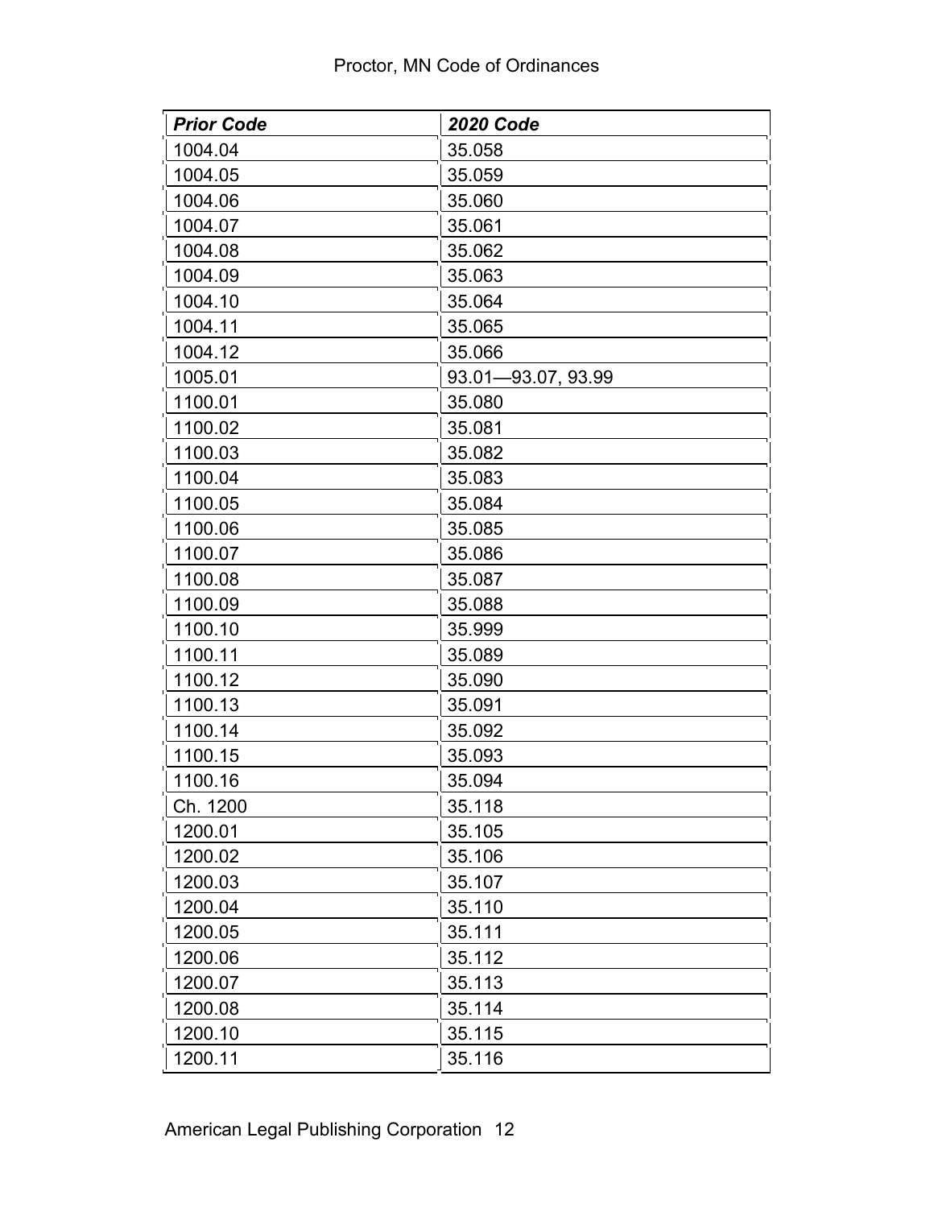| ***Prior Code*** | ***2020 Code*** |
|---|---|
| 1004.04 | 35.058 |
| 1004.05 | 35.059 |
| 1004.06 | 35.060 |
| 1004.07 | 35.061 |
| 1004.08 | 35.062 |
| 1004.09 | 35.063 |
| 1004.10 | 35.064 |
| 1004.11 | 35.065 |
| 1004.12 | 35.066 |
| 1005.01 | 93.01—93.07, 93.99 |
| 1100.01 | 35.080 |
| 1100.02 | 35.081 |
| 1100.03 | 35.082 |
| 1100.04 | 35.083 |
| 1100.05 | 35.084 |
| 1100.06 | 35.085 |
| 1100.07 | 35.086 |
| 1100.08 | 35.087 |
| 1100.09 | 35.088 |
| 1100.10 | 35.999 |
| 1100.11 | 35.089 |
| 1100.12 | 35.090 |
| 1100.13 | 35.091 |
| 1100.14 | 35.092 |
| 1100.15 | 35.093 |
| 1100.16 | 35.094 |
| Ch. 1200 | 35.118 |
| 1200.01 | 35.105 |
| 1200.02 | 35.106 |
| 1200.03 | 35.107 |
| 1200.04 | 35.110 |
| 1200.05 | 35.111 |
| 1200.06 | 35.112 |
| 1200.07 | 35.113 |
| 1200.08 | 35.114 |
| 1200.10 | 35.115 |
| 1200.11 | 35.116 |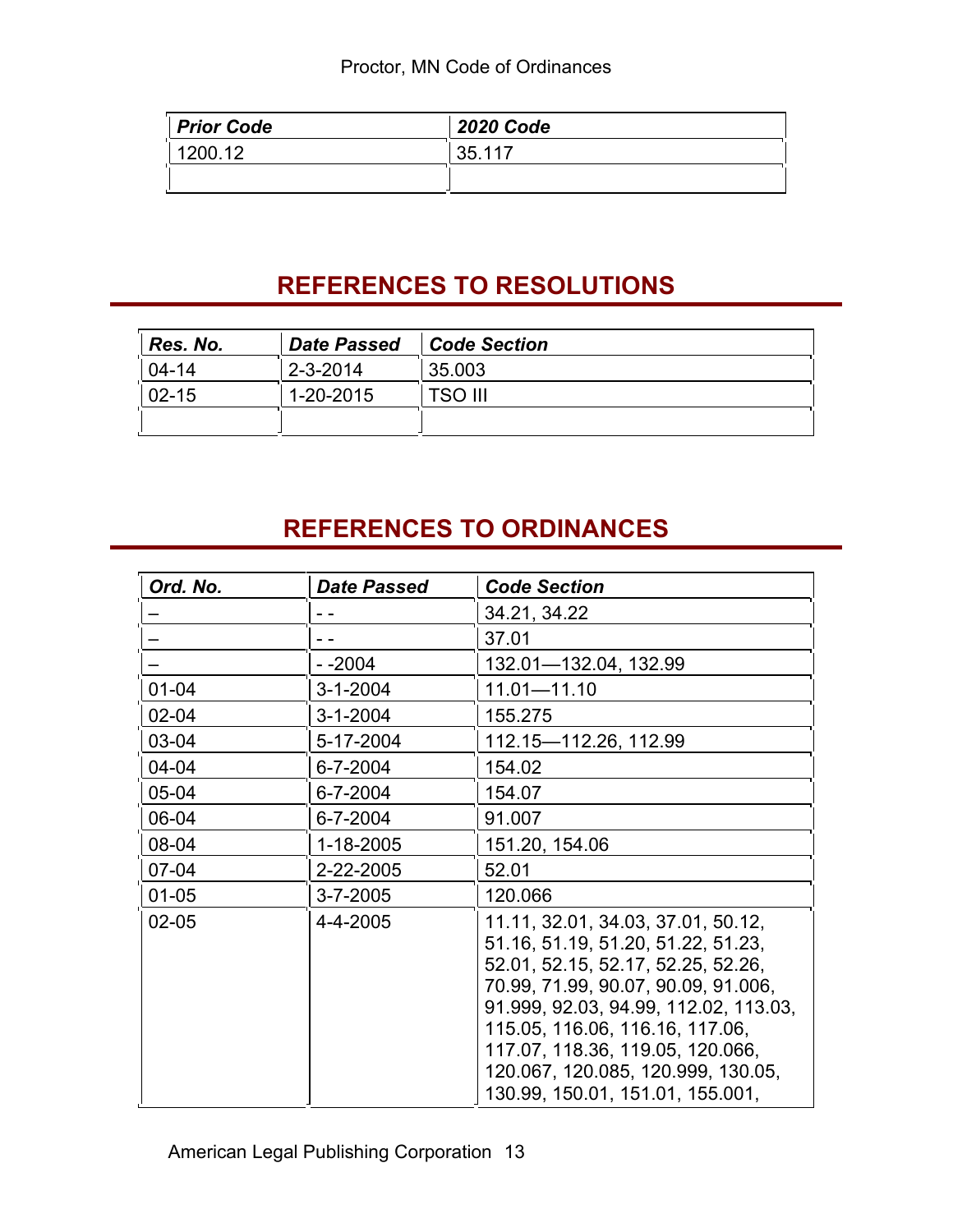| *Prior Code* | *2020 Code* |
|---|---|
| 1200.12 | 35.117 |
| | |

## REFERENCES TO RESOLUTIONS

| *Res. No.* | *Date Passed* | *Code Section* |
|---|---|---|
| 04-14 | 2-3-2014 | 35.003 |
| 02-15 | 1-20-2015 | TSO III |
| | | |

## REFERENCES TO ORDINANCES

| *Ord. No.* | *Date Passed* | *Code Section* |
|---|---|---|
| – | - - | 34.21, 34.22 |
| – | - - | 37.01 |
| – | - -2004 | 132.01—132.04, 132.99 |
| 01-04 | 3-1-2004 | 11.01—11.10 |
| 02-04 | 3-1-2004 | 155.275 |
| 03-04 | 5-17-2004 | 112.15—112.26, 112.99 |
| 04-04 | 6-7-2004 | 154.02 |
| 05-04 | 6-7-2004 | 154.07 |
| 06-04 | 6-7-2004 | 91.007 |
| 08-04 | 1-18-2005 | 151.20, 154.06 |
| 07-04 | 2-22-2005 | 52.01 |
| 01-05 | 3-7-2005 | 120.066 |
| 02-05 | 4-4-2005 | 11.11, 32.01, 34.03, 37.01, 50.12, 51.16, 51.19, 51.20, 51.22, 51.23, 52.01, 52.15, 52.17, 52.25, 52.26, 70.99, 71.99, 90.07, 90.09, 91.006, 91.999, 92.03, 94.99, 112.02, 113.03, 115.05, 116.06, 116.16, 117.06, 117.07, 118.36, 119.05, 120.066, 120.067, 120.085, 120.999, 130.05, 130.99, 150.01, 151.01, 155.001, |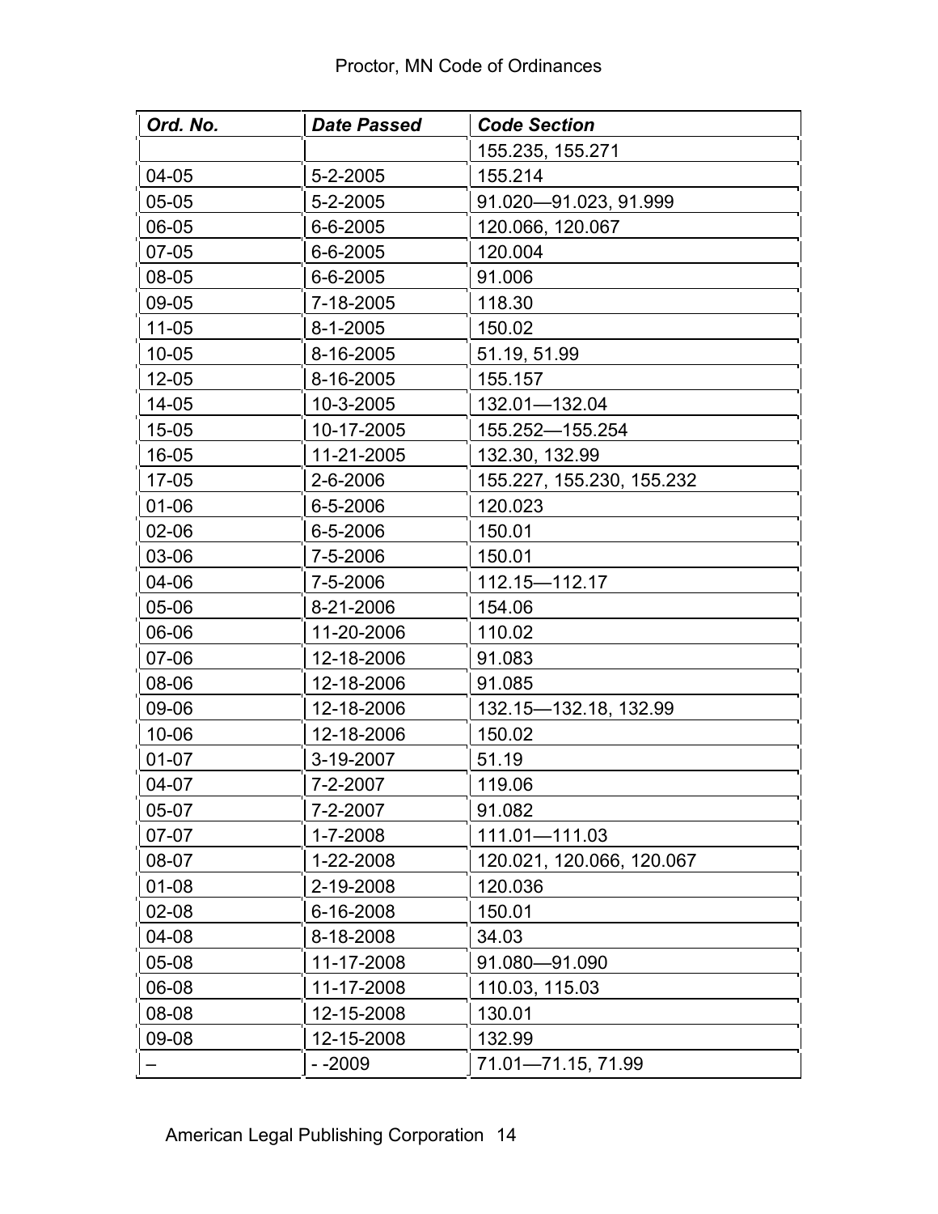| Ord. No. | Date Passed | Code Section |
|---|---|---|
| | | 155.235, 155.271 |
| 04-05 | 5-2-2005 | 155.214 |
| 05-05 | 5-2-2005 | 91.020—91.023, 91.999 |
| 06-05 | 6-6-2005 | 120.066, 120.067 |
| 07-05 | 6-6-2005 | 120.004 |
| 08-05 | 6-6-2005 | 91.006 |
| 09-05 | 7-18-2005 | 118.30 |
| 11-05 | 8-1-2005 | 150.02 |
| 10-05 | 8-16-2005 | 51.19, 51.99 |
| 12-05 | 8-16-2005 | 155.157 |
| 14-05 | 10-3-2005 | 132.01—132.04 |
| 15-05 | 10-17-2005 | 155.252—155.254 |
| 16-05 | 11-21-2005 | 132.30, 132.99 |
| 17-05 | 2-6-2006 | 155.227, 155.230, 155.232 |
| 01-06 | 6-5-2006 | 120.023 |
| 02-06 | 6-5-2006 | 150.01 |
| 03-06 | 7-5-2006 | 150.01 |
| 04-06 | 7-5-2006 | 112.15—112.17 |
| 05-06 | 8-21-2006 | 154.06 |
| 06-06 | 11-20-2006 | 110.02 |
| 07-06 | 12-18-2006 | 91.083 |
| 08-06 | 12-18-2006 | 91.085 |
| 09-06 | 12-18-2006 | 132.15—132.18, 132.99 |
| 10-06 | 12-18-2006 | 150.02 |
| 01-07 | 3-19-2007 | 51.19 |
| 04-07 | 7-2-2007 | 119.06 |
| 05-07 | 7-2-2007 | 91.082 |
| 07-07 | 1-7-2008 | 111.01—111.03 |
| 08-07 | 1-22-2008 | 120.021, 120.066, 120.067 |
| 01-08 | 2-19-2008 | 120.036 |
| 02-08 | 6-16-2008 | 150.01 |
| 04-08 | 8-18-2008 | 34.03 |
| 05-08 | 11-17-2008 | 91.080—91.090 |
| 06-08 | 11-17-2008 | 110.03, 115.03 |
| 08-08 | 12-15-2008 | 130.01 |
| 09-08 | 12-15-2008 | 132.99 |
| – | - -2009 | 71.01—71.15, 71.99 |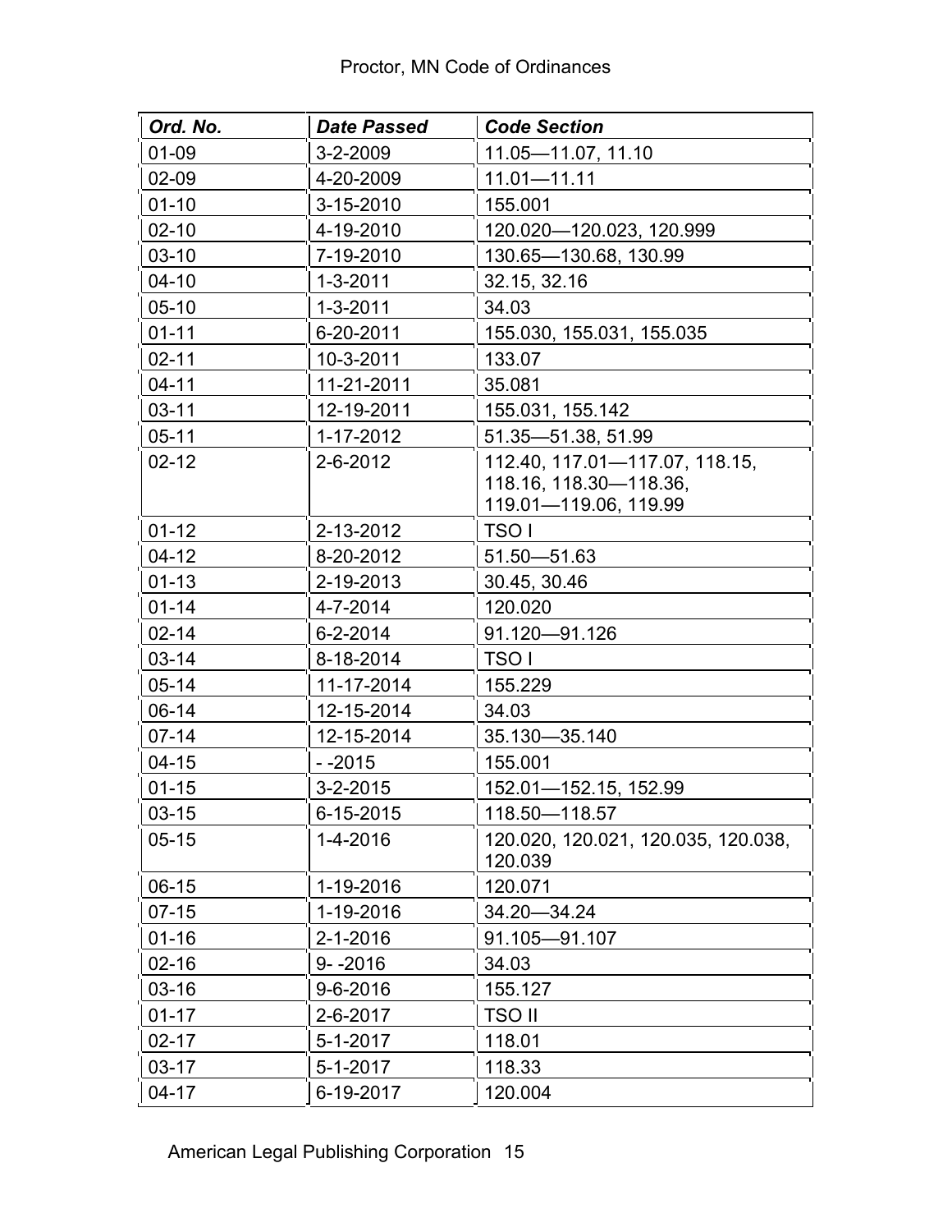| *Ord. No.* | *Date Passed* | *Code Section* |
| --- | --- | --- |
| 01-09 | 3-2-2009 | 11.05—11.07, 11.10 |
| 02-09 | 4-20-2009 | 11.01—11.11 |
| 01-10 | 3-15-2010 | 155.001 |
| 02-10 | 4-19-2010 | 120.020—120.023, 120.999 |
| 03-10 | 7-19-2010 | 130.65—130.68, 130.99 |
| 04-10 | 1-3-2011 | 32.15, 32.16 |
| 05-10 | 1-3-2011 | 34.03 |
| 01-11 | 6-20-2011 | 155.030, 155.031, 155.035 |
| 02-11 | 10-3-2011 | 133.07 |
| 04-11 | 11-21-2011 | 35.081 |
| 03-11 | 12-19-2011 | 155.031, 155.142 |
| 05-11 | 1-17-2012 | 51.35—51.38, 51.99 |
| 02-12 | 2-6-2012 | 112.40, 117.01—117.07, 118.15, 118.16, 118.30—118.36, 119.01—119.06, 119.99 |
| 01-12 | 2-13-2012 | TSO I |
| 04-12 | 8-20-2012 | 51.50—51.63 |
| 01-13 | 2-19-2013 | 30.45, 30.46 |
| 01-14 | 4-7-2014 | 120.020 |
| 02-14 | 6-2-2014 | 91.120—91.126 |
| 03-14 | 8-18-2014 | TSO I |
| 05-14 | 11-17-2014 | 155.229 |
| 06-14 | 12-15-2014 | 34.03 |
| 07-14 | 12-15-2014 | 35.130—35.140 |
| 04-15 | - -2015 | 155.001 |
| 01-15 | 3-2-2015 | 152.01—152.15, 152.99 |
| 03-15 | 6-15-2015 | 118.50—118.57 |
| 05-15 | 1-4-2016 | 120.020, 120.021, 120.035, 120.038, 120.039 |
| 06-15 | 1-19-2016 | 120.071 |
| 07-15 | 1-19-2016 | 34.20—34.24 |
| 01-16 | 2-1-2016 | 91.105—91.107 |
| 02-16 | 9- -2016 | 34.03 |
| 03-16 | 9-6-2016 | 155.127 |
| 01-17 | 2-6-2017 | TSO II |
| 02-17 | 5-1-2017 | 118.01 |
| 03-17 | 5-1-2017 | 118.33 |
| 04-17 | 6-19-2017 | 120.004 |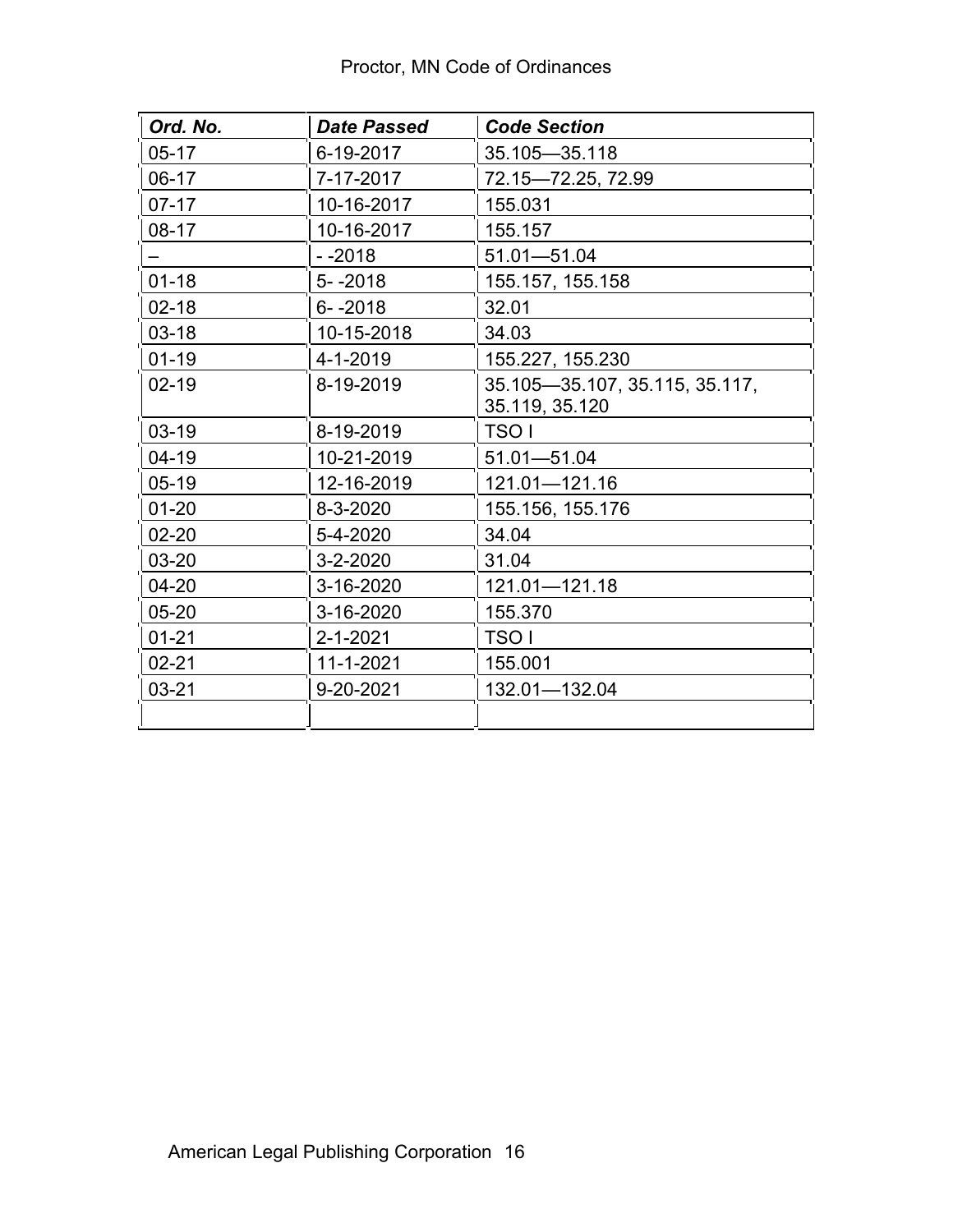| *Ord. No.* | *Date Passed* | *Code Section* |
|---|---|---|
| 05-17 | 6-19-2017 | 35.105—35.118 |
| 06-17 | 7-17-2017 | 72.15—72.25, 72.99 |
| 07-17 | 10-16-2017 | 155.031 |
| 08-17 | 10-16-2017 | 155.157 |
| – | - -2018 | 51.01—51.04 |
| 01-18 | 5- -2018 | 155.157, 155.158 |
| 02-18 | 6- -2018 | 32.01 |
| 03-18 | 10-15-2018 | 34.03 |
| 01-19 | 4-1-2019 | 155.227, 155.230 |
| 02-19 | 8-19-2019 | 35.105—35.107, 35.115, 35.117, 35.119, 35.120 |
| 03-19 | 8-19-2019 | TSO I |
| 04-19 | 10-21-2019 | 51.01—51.04 |
| 05-19 | 12-16-2019 | 121.01—121.16 |
| 01-20 | 8-3-2020 | 155.156, 155.176 |
| 02-20 | 5-4-2020 | 34.04 |
| 03-20 | 3-2-2020 | 31.04 |
| 04-20 | 3-16-2020 | 121.01—121.18 |
| 05-20 | 3-16-2020 | 155.370 |
| 01-21 | 2-1-2021 | TSO I |
| 02-21 | 11-1-2021 | 155.001 |
| 03-21 | 9-20-2021 | 132.01—132.04 |
| | | |